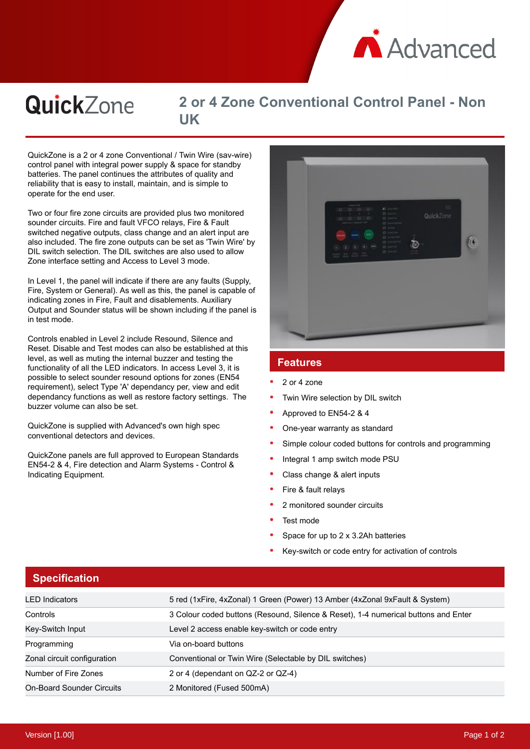# QuickZone

## 2 or 4 Zone Conventional Control Panel - Non UK

QuickZone is a 2 or 4 zone Conventional / Twin Wire (sav-wire) control panel with integral power supply & space for standby batteries. The panel continues the attributes of quality and reliability that is easy to install, maintain, and is simple to operate for the end user.

Two or four fire zone circuits are provided plus two monitored sounder circuits. Fire and fault VFCO relays, Fire & Fault switched negative outputs, class change and an alert input are also included. The fire zone outputs can be set as 'Twin Wire' by DIL switch selection. The DIL switches are also used to allow Zone interface setting and Access to Level 3 mode.

In Level 1, the panel will indicate if there are any faults (Supply, Fire, System or General). As well as this, the panel is capable of indicating zones in Fire, Fault and disablements. Auxiliary Output and Sounder status will be shown including if the panel is in test mode.

Controls enabled in Level 2 include Resound, Silence and Reset. Disable and Test modes can also be established at this level, as well as muting the internal buzzer and testing the functionality of all the LED indicators. In access Level 3, it is possible to select sounder resound options for zones (EN54 requirement), select Type 'A' dependancy per, view and edit dependancy functions as well as restore factory settings. The buzzer volume can also be set.

QuickZone is supplied with Advanced's own high spec conventional detectors and devices.

QuickZone panels are full approved to European Standards EN54-2 & 4, Fire detection and Alarm Systems - Control & Indicating Equipment.

## Features

- 2 or 4 zone
- Twin Wire selection by DIL switch
- Approved to EN54-2 & 4
- One-year warranty as standard
- Simple colour coded buttons for controls and programming
- Integral 1 amp switch mode PSU
- Class change & alert inputs
- Fire & fault relays
- 2 monitored sounder circuits
- Test mode
- Space for up to 2 x 3.2Ah batteries
- Key-switch or code entry for activation of controls

## Specification

| | |
|---|---|
| LED Indicators | 5 red (1xFire, 4xZonal) 1 Green (Power) 13 Amber (4xZonal 9xFault & System) |
| Controls | 3 Colour coded buttons (Resound, Silence & Reset), 1-4 numerical buttons and Enter |
| Key-Switch Input | Level 2 access enable key-switch or code entry |
| Programming | Via on-board buttons |
| Zonal circuit configuration | Conventional or Twin Wire (Selectable by DIL switches) |
| Number of Fire Zones | 2 or 4 (dependant on QZ-2 or QZ-4) |
| On-Board Sounder Circuits | 2 Monitored (Fused 500mA) |

Version [1.00]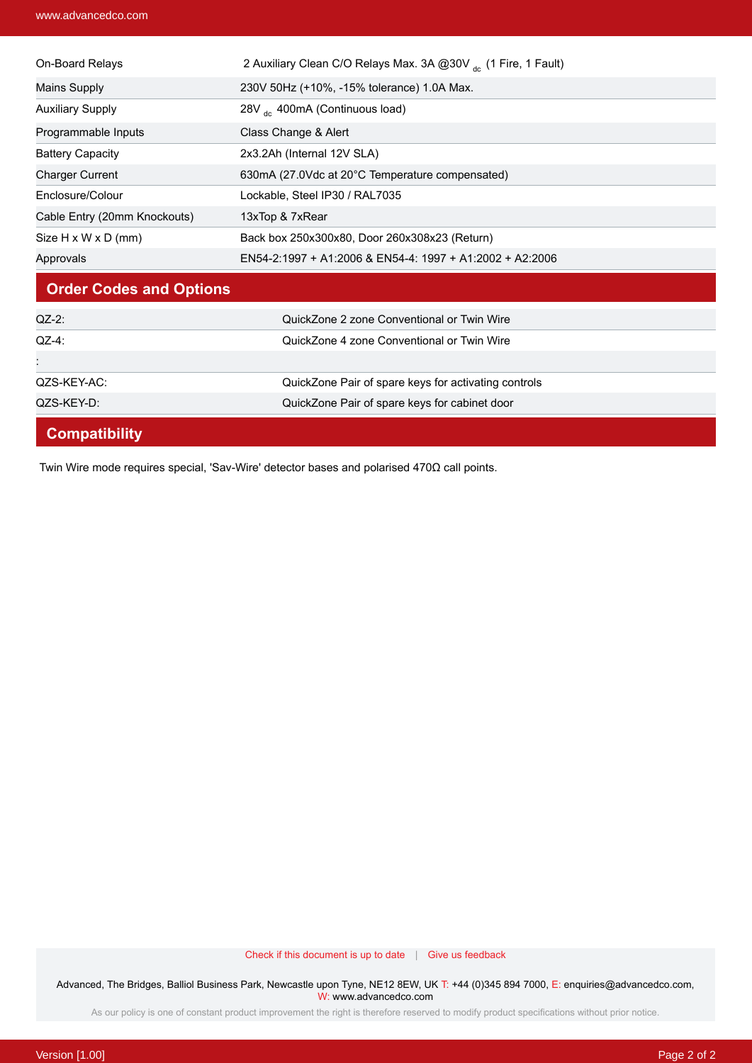| | |
|---|---|
| On-Board Relays | 2 Auxiliary Clean C/O Relays Max. 3A @30V $_{dc}$ (1 Fire, 1 Fault) |
| Mains Supply | 230V 50Hz (+10%, -15% tolerance) 1.0A Max. |
| Auxiliary Supply | 28V $_{dc}$ 400mA (Continuous load) |
| Programmable Inputs | Class Change & Alert |
| Battery Capacity | 2x3.2Ah (Internal 12V SLA) |
| Charger Current | 630mA (27.0Vdc at 20°C Temperature compensated) |
| Enclosure/Colour | Lockable, Steel IP30 / RAL7035 |
| Cable Entry (20mm Knockouts) | 13xTop & 7xRear |
| Size H x W x D (mm) | Back box 250x300x80, Door 260x308x23 (Return) |
| Approvals | EN54-2:1997 + A1:2006 & EN54-4: 1997 + A1:2002 + A2:2006 |

## Order Codes and Options

| | |
|---|---|
| QZ-2: | QuickZone 2 zone Conventional or Twin Wire |
| QZ-4: | QuickZone 4 zone Conventional or Twin Wire |
| : | |
| QZS-KEY-AC: | QuickZone Pair of spare keys for activating controls |
| QZS-KEY-D: | QuickZone Pair of spare keys for cabinet door |

## Compatibility

Twin Wire mode requires special, 'Sav-Wire' detector bases and polarised 470Ω call points.

Check if this document is up to date | Give us feedback

Advanced, The Bridges, Balliol Business Park, Newcastle upon Tyne, NE12 8EW, UK T: +44 (0)345 894 7000, E: enquiries@advancedco.com, W: www.advancedco.com

As our policy is one of constant product improvement the right is therefore reserved to modify product specifications without prior notice.

Version [1.00]